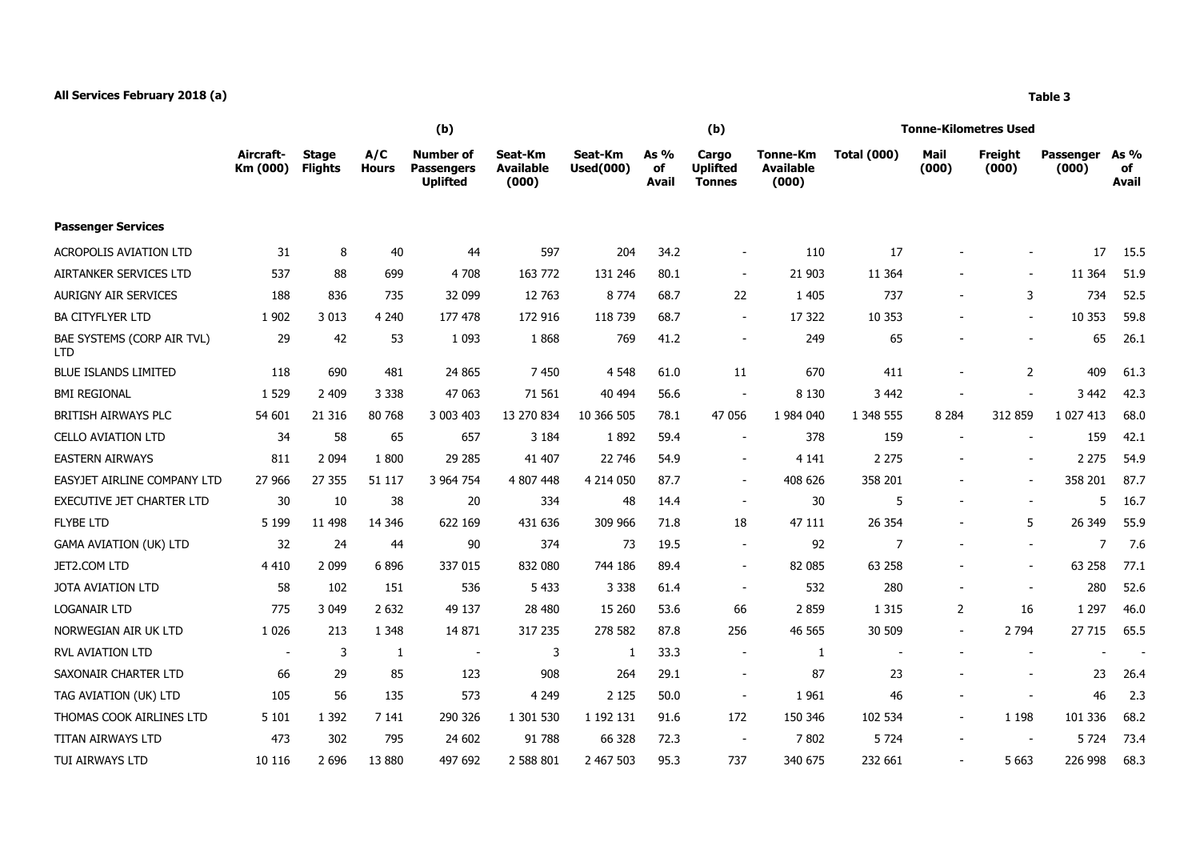**All Services February 2018 (a)**

**Table 3**

| | Aircraft-Km (000) | Stage Flights | A/C Hours | (b) Number of Passengers Uplifted | Seat-Km Available (000) | Seat-Km Used(000) | As % of Avail | (b) Cargo Uplifted Tonnes | Tonne-Km Available (000) | Tonne-Kilometres Used | | | | |
|---|---|---|---|---|---|---|---|---|---|---|---|---|---|---|
| | | | | | | | | | | Total (000) | Mail (000) | Freight (000) | Passenger (000) | As % of Avail |
| **Passenger Services** | | | | | | | | | | | | | | |
| ACROPOLIS AVIATION LTD | 31 | 8 | 40 | 44 | 597 | 204 | 34.2 | - | 110 | 17 | - | - | 17 | 15.5 |
| AIRTANKER SERVICES LTD | 537 | 88 | 699 | 4 708 | 163 772 | 131 246 | 80.1 | - | 21 903 | 11 364 | - | - | 11 364 | 51.9 |
| AURIGNY AIR SERVICES | 188 | 836 | 735 | 32 099 | 12 763 | 8 774 | 68.7 | 22 | 1 405 | 737 | - | 3 | 734 | 52.5 |
| BA CITYFLYER LTD | 1 902 | 3 013 | 4 240 | 177 478 | 172 916 | 118 739 | 68.7 | - | 17 322 | 10 353 | - | - | 10 353 | 59.8 |
| BAE SYSTEMS (CORP AIR TVL) LTD | 29 | 42 | 53 | 1 093 | 1 868 | 769 | 41.2 | - | 249 | 65 | - | - | 65 | 26.1 |
| BLUE ISLANDS LIMITED | 118 | 690 | 481 | 24 865 | 7 450 | 4 548 | 61.0 | 11 | 670 | 411 | - | 2 | 409 | 61.3 |
| BMI REGIONAL | 1 529 | 2 409 | 3 338 | 47 063 | 71 561 | 40 494 | 56.6 | - | 8 130 | 3 442 | - | - | 3 442 | 42.3 |
| BRITISH AIRWAYS PLC | 54 601 | 21 316 | 80 768 | 3 003 403 | 13 270 834 | 10 366 505 | 78.1 | 47 056 | 1 984 040 | 1 348 555 | 8 284 | 312 859 | 1 027 413 | 68.0 |
| CELLO AVIATION LTD | 34 | 58 | 65 | 657 | 3 184 | 1 892 | 59.4 | - | 378 | 159 | - | - | 159 | 42.1 |
| EASTERN AIRWAYS | 811 | 2 094 | 1 800 | 29 285 | 41 407 | 22 746 | 54.9 | - | 4 141 | 2 275 | - | - | 2 275 | 54.9 |
| EASYJET AIRLINE COMPANY LTD | 27 966 | 27 355 | 51 117 | 3 964 754 | 4 807 448 | 4 214 050 | 87.7 | - | 408 626 | 358 201 | - | - | 358 201 | 87.7 |
| EXECUTIVE JET CHARTER LTD | 30 | 10 | 38 | 20 | 334 | 48 | 14.4 | - | 30 | 5 | - | - | 5 | 16.7 |
| FLYBE LTD | 5 199 | 11 498 | 14 346 | 622 169 | 431 636 | 309 966 | 71.8 | 18 | 47 111 | 26 354 | - | 5 | 26 349 | 55.9 |
| GAMA AVIATION (UK) LTD | 32 | 24 | 44 | 90 | 374 | 73 | 19.5 | - | 92 | 7 | - | - | 7 | 7.6 |
| JET2.COM LTD | 4 410 | 2 099 | 6 896 | 337 015 | 832 080 | 744 186 | 89.4 | - | 82 085 | 63 258 | - | - | 63 258 | 77.1 |
| JOTA AVIATION LTD | 58 | 102 | 151 | 536 | 5 433 | 3 338 | 61.4 | - | 532 | 280 | - | - | 280 | 52.6 |
| LOGANAIR LTD | 775 | 3 049 | 2 632 | 49 137 | 28 480 | 15 260 | 53.6 | 66 | 2 859 | 1 315 | 2 | 16 | 1 297 | 46.0 |
| NORWEGIAN AIR UK LTD | 1 026 | 213 | 1 348 | 14 871 | 317 235 | 278 582 | 87.8 | 256 | 46 565 | 30 509 | - | 2 794 | 27 715 | 65.5 |
| RVL AVIATION LTD | - | 3 | 1 | - | 3 | 1 | 33.3 | - | 1 | - | - | - | - | - |
| SAXONAIR CHARTER LTD | 66 | 29 | 85 | 123 | 908 | 264 | 29.1 | - | 87 | 23 | - | - | 23 | 26.4 |
| TAG AVIATION (UK) LTD | 105 | 56 | 135 | 573 | 4 249 | 2 125 | 50.0 | - | 1 961 | 46 | - | - | 46 | 2.3 |
| THOMAS COOK AIRLINES LTD | 5 101 | 1 392 | 7 141 | 290 326 | 1 301 530 | 1 192 131 | 91.6 | 172 | 150 346 | 102 534 | - | 1 198 | 101 336 | 68.2 |
| TITAN AIRWAYS LTD | 473 | 302 | 795 | 24 602 | 91 788 | 66 328 | 72.3 | - | 7 802 | 5 724 | - | - | 5 724 | 73.4 |
| TUI AIRWAYS LTD | 10 116 | 2 696 | 13 880 | 497 692 | 2 588 801 | 2 467 503 | 95.3 | 737 | 340 675 | 232 661 | - | 5 663 | 226 998 | 68.3 |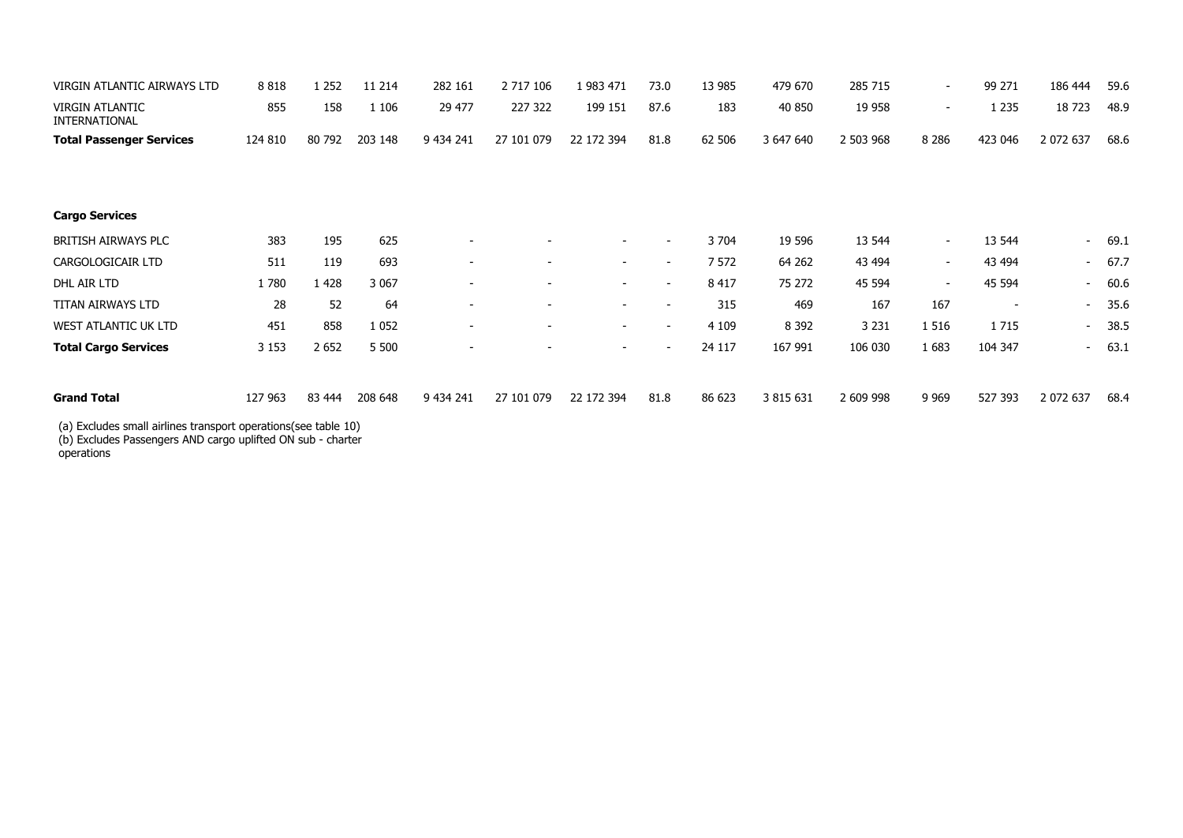| | | | | | | | | | | | | | | |
|---|---|---|---|---|---|---|---|---|---|---|---|---|---|---|
| VIRGIN ATLANTIC AIRWAYS LTD | 8 818 | 1 252 | 11 214 | 282 161 | 2 717 106 | 1 983 471 | 73.0 | 13 985 | 479 670 | 285 715 | - | 99 271 | 186 444 | 59.6 |
| VIRGIN ATLANTIC INTERNATIONAL | 855 | 158 | 1 106 | 29 477 | 227 322 | 199 151 | 87.6 | 183 | 40 850 | 19 958 | - | 1 235 | 18 723 | 48.9 |
| **Total Passenger Services** | 124 810 | 80 792 | 203 148 | 9 434 241 | 27 101 079 | 22 172 394 | 81.8 | 62 506 | 3 647 640 | 2 503 968 | 8 286 | 423 046 | 2 072 637 | 68.6 |
| | | | | | | | | | | | | | | |
| **Cargo Services** | | | | | | | | | | | | | | |
| BRITISH AIRWAYS PLC | 383 | 195 | 625 | - | - | - | - | 3 704 | 19 596 | 13 544 | - | 13 544 | - | 69.1 |
| CARGOLOGICAIR LTD | 511 | 119 | 693 | - | - | - | - | 7 572 | 64 262 | 43 494 | - | 43 494 | - | 67.7 |
| DHL AIR LTD | 1 780 | 1 428 | 3 067 | - | - | - | - | 8 417 | 75 272 | 45 594 | - | 45 594 | - | 60.6 |
| TITAN AIRWAYS LTD | 28 | 52 | 64 | - | - | - | - | 315 | 469 | 167 | 167 | - | - | 35.6 |
| WEST ATLANTIC UK LTD | 451 | 858 | 1 052 | - | - | - | - | 4 109 | 8 392 | 3 231 | 1 516 | 1 715 | - | 38.5 |
| **Total Cargo Services** | 3 153 | 2 652 | 5 500 | - | - | - | - | 24 117 | 167 991 | 106 030 | 1 683 | 104 347 | - | 63.1 |
| | | | | | | | | | | | | | | |
| **Grand Total** | 127 963 | 83 444 | 208 648 | 9 434 241 | 27 101 079 | 22 172 394 | 81.8 | 86 623 | 3 815 631 | 2 609 998 | 9 969 | 527 393 | 2 072 637 | 68.4 |

(a) Excludes small airlines transport operations(see table 10)
(b) Excludes Passengers AND cargo uplifted ON sub - charter operations